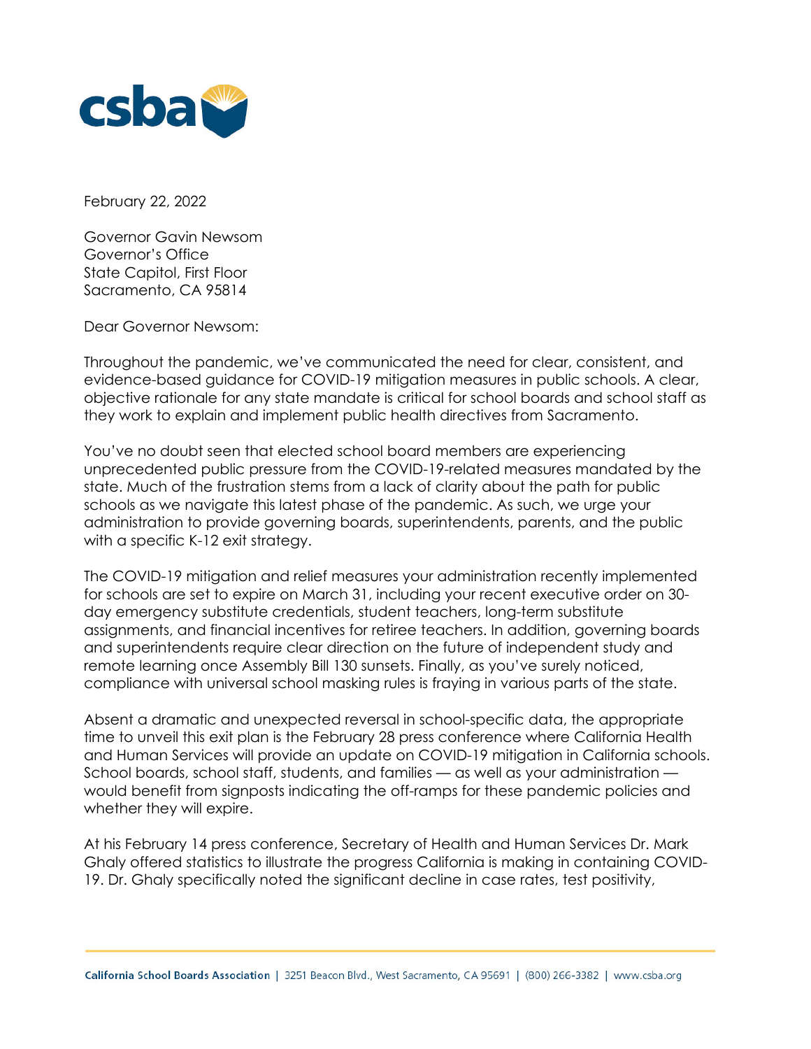February 22, 2022

Governor Gavin Newsom
Governor's Office
State Capitol, First Floor
Sacramento, CA 95814

Dear Governor Newsom:

Throughout the pandemic, we've communicated the need for clear, consistent, and evidence-based guidance for COVID-19 mitigation measures in public schools. A clear, objective rationale for any state mandate is critical for school boards and school staff as they work to explain and implement public health directives from Sacramento.

You've no doubt seen that elected school board members are experiencing unprecedented public pressure from the COVID-19-related measures mandated by the state. Much of the frustration stems from a lack of clarity about the path for public schools as we navigate this latest phase of the pandemic. As such, we urge your administration to provide governing boards, superintendents, parents, and the public with a specific K-12 exit strategy.

The COVID-19 mitigation and relief measures your administration recently implemented for schools are set to expire on March 31, including your recent executive order on 30-day emergency substitute credentials, student teachers, long-term substitute assignments, and financial incentives for retiree teachers. In addition, governing boards and superintendents require clear direction on the future of independent study and remote learning once Assembly Bill 130 sunsets. Finally, as you've surely noticed, compliance with universal school masking rules is fraying in various parts of the state.

Absent a dramatic and unexpected reversal in school-specific data, the appropriate time to unveil this exit plan is the February 28 press conference where California Health and Human Services will provide an update on COVID-19 mitigation in California schools. School boards, school staff, students, and families — as well as your administration — would benefit from signposts indicating the off-ramps for these pandemic policies and whether they will expire.

At his February 14 press conference, Secretary of Health and Human Services Dr. Mark Ghaly offered statistics to illustrate the progress California is making in containing COVID-19. Dr. Ghaly specifically noted the significant decline in case rates, test positivity,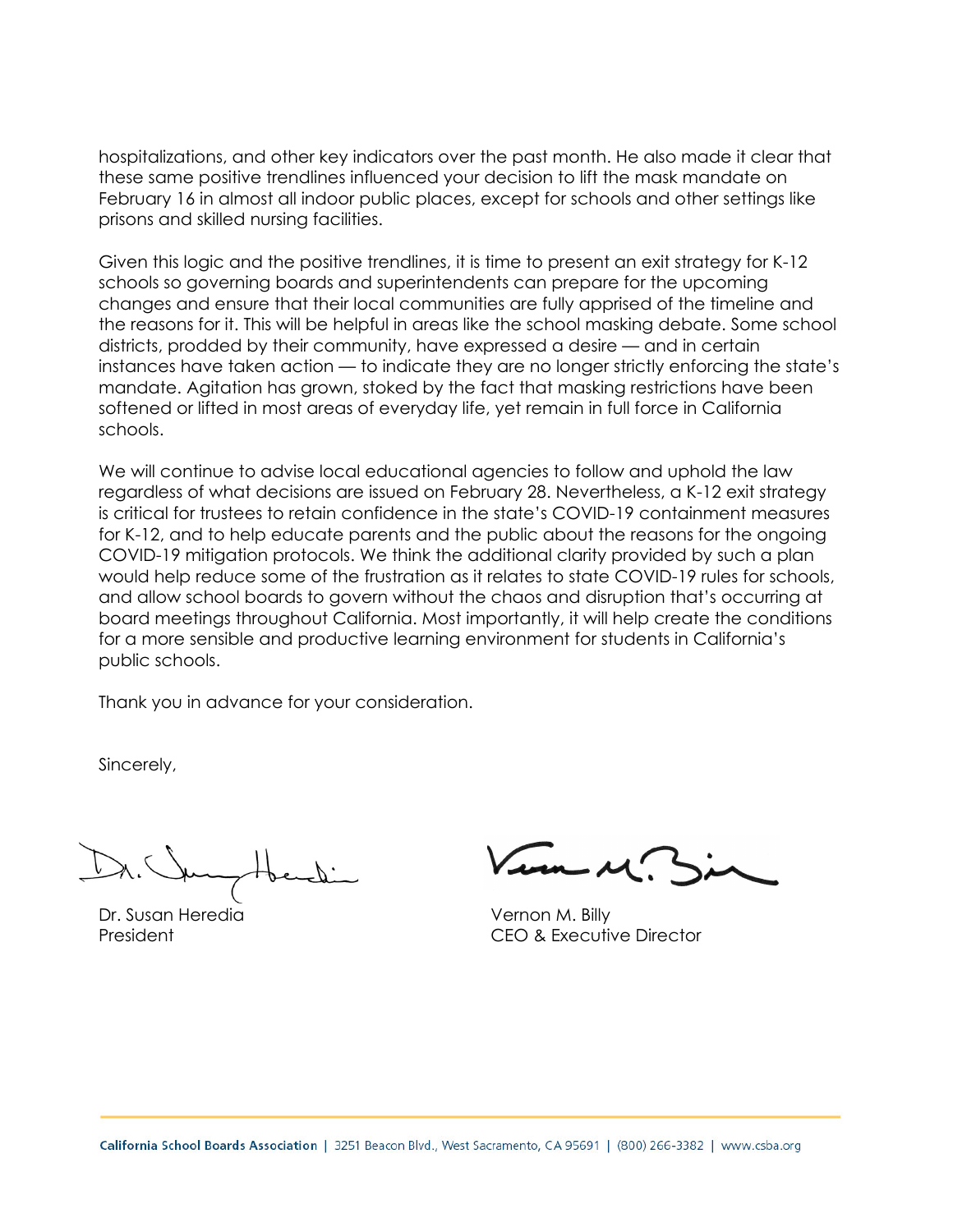hospitalizations, and other key indicators over the past month. He also made it clear that these same positive trendlines influenced your decision to lift the mask mandate on February 16 in almost all indoor public places, except for schools and other settings like prisons and skilled nursing facilities.

Given this logic and the positive trendlines, it is time to present an exit strategy for K-12 schools so governing boards and superintendents can prepare for the upcoming changes and ensure that their local communities are fully apprised of the timeline and the reasons for it. This will be helpful in areas like the school masking debate. Some school districts, prodded by their community, have expressed a desire — and in certain instances have taken action — to indicate they are no longer strictly enforcing the state's mandate. Agitation has grown, stoked by the fact that masking restrictions have been softened or lifted in most areas of everyday life, yet remain in full force in California schools.

We will continue to advise local educational agencies to follow and uphold the law regardless of what decisions are issued on February 28. Nevertheless, a K-12 exit strategy is critical for trustees to retain confidence in the state's COVID-19 containment measures for K-12, and to help educate parents and the public about the reasons for the ongoing COVID-19 mitigation protocols. We think the additional clarity provided by such a plan would help reduce some of the frustration as it relates to state COVID-19 rules for schools, and allow school boards to govern without the chaos and disruption that's occurring at board meetings throughout California. Most importantly, it will help create the conditions for a more sensible and productive learning environment for students in California's public schools.

Thank you in advance for your consideration.

Sincerely,

Dr. Susan Heredia
President

Vernon M. Billy
CEO & Executive Director